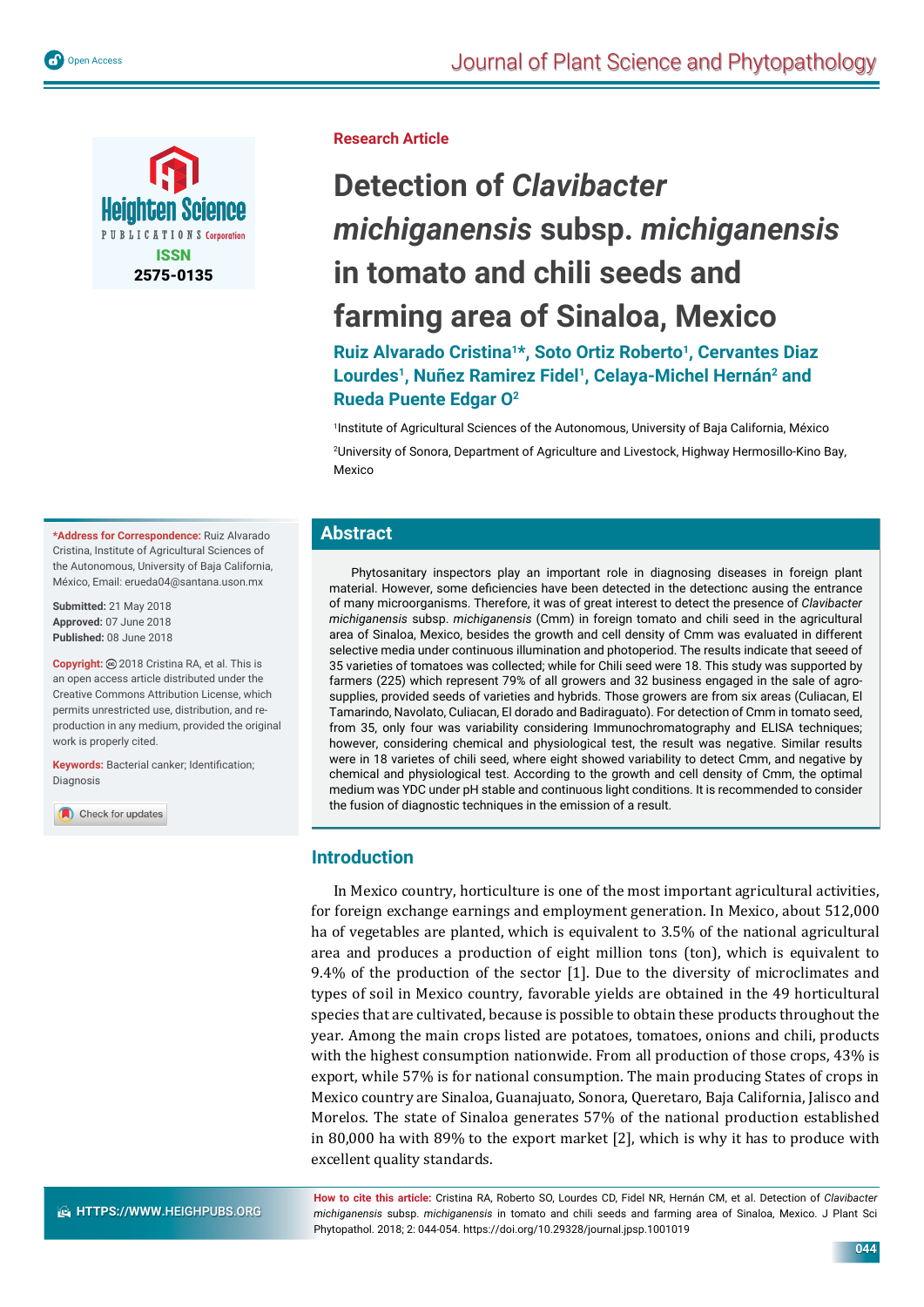Research Article

# Detection of *Clavibacter michiganensis* subsp. *michiganensis* in tomato and chili seeds and farming area of Sinaloa, Mexico

**Ruiz Alvarado Cristina[1]*, Soto Ortiz Roberto[1], Cervantes Diaz Lourdes[1], Nuñez Ramirez Fidel[1], Celaya-Michel Hernán[2] and Rueda Puente Edgar O[2]**

[1]Institute of Agricultural Sciences of the Autonomous, University of Baja California, México

[2]University of Sonora, Department of Agriculture and Livestock, Highway Hermosillo-Kino Bay, Mexico

**\*Address for Correspondence:** Ruiz Alvarado Cristina, Institute of Agricultural Sciences of the Autonomous, University of Baja California, México, Email: erueda04@santana.uson.mx

**Submitted:** 21 May 2018
**Approved:** 07 June 2018
**Published:** 08 June 2018

**Copyright:** © 2018 Cristina RA, et al. This is an open access article distributed under the Creative Commons Attribution License, which permits unrestricted use, distribution, and reproduction in any medium, provided the original work is properly cited.

**Keywords:** Bacterial canker; Identification; Diagnosis

## Abstract

Phytosanitary inspectors play an important role in diagnosing diseases in foreign plant material. However, some deficiencies have been detected in the detectionc ausing the entrance of many microorganisms. Therefore, it was of great interest to detect the presence of *Clavibacter michiganensis* subsp. *michiganensis* (Cmm) in foreign tomato and chili seed in the agricultural area of Sinaloa, Mexico, besides the growth and cell density of Cmm was evaluated in different selective media under continuous illumination and photoperiod. The results indicate that seeed of 35 varieties of tomatoes was collected; while for Chili seed were 18. This study was supported by farmers (225) which represent 79% of all growers and 32 business engaged in the sale of agro-supplies, provided seeds of varieties and hybrids. Those growers are from six areas (Culiacan, El Tamarindo, Navolato, Culiacan, El dorado and Badiraguato). For detection of Cmm in tomato seed, from 35, only four was variability considering Immunochromatography and ELISA techniques; however, considering chemical and physiological test, the result was negative. Similar results were in 18 varietes of chili seed, where eight showed variability to detect Cmm, and negative by chemical and physiological test. According to the growth and cell density of Cmm, the optimal medium was YDC under pH stable and continuous light conditions. It is recommended to consider the fusion of diagnostic techniques in the emission of a result.

## Introduction

In Mexico country, horticulture is one of the most important agricultural activities, for foreign exchange earnings and employment generation. In Mexico, about 512,000 ha of vegetables are planted, which is equivalent to 3.5% of the national agricultural area and produces a production of eight million tons (ton), which is equivalent to 9.4% of the production of the sector [1]. Due to the diversity of microclimates and types of soil in Mexico country, favorable yields are obtained in the 49 horticultural species that are cultivated, because is possible to obtain these products throughout the year. Among the main crops listed are potatoes, tomatoes, onions and chili, products with the highest consumption nationwide. From all production of those crops, 43% is export, while 57% is for national consumption. The main producing States of crops in Mexico country are Sinaloa, Guanajuato, Sonora, Queretaro, Baja California, Jalisco and Morelos. The state of Sinaloa generates 57% of the national production established in 80,000 ha with 89% to the export market [2], which is why it has to produce with excellent quality standards.

**How to cite this article:** Cristina RA, Roberto SO, Lourdes CD, Fidel NR, Hernán CM, et al. Detection of *Clavibacter michiganensis* subsp. *michiganensis* in tomato and chili seeds and farming area of Sinaloa, Mexico. J Plant Sci Phytopathol. 2018; 2: 044-054. https://doi.org/10.29328/journal.jpsp.1001019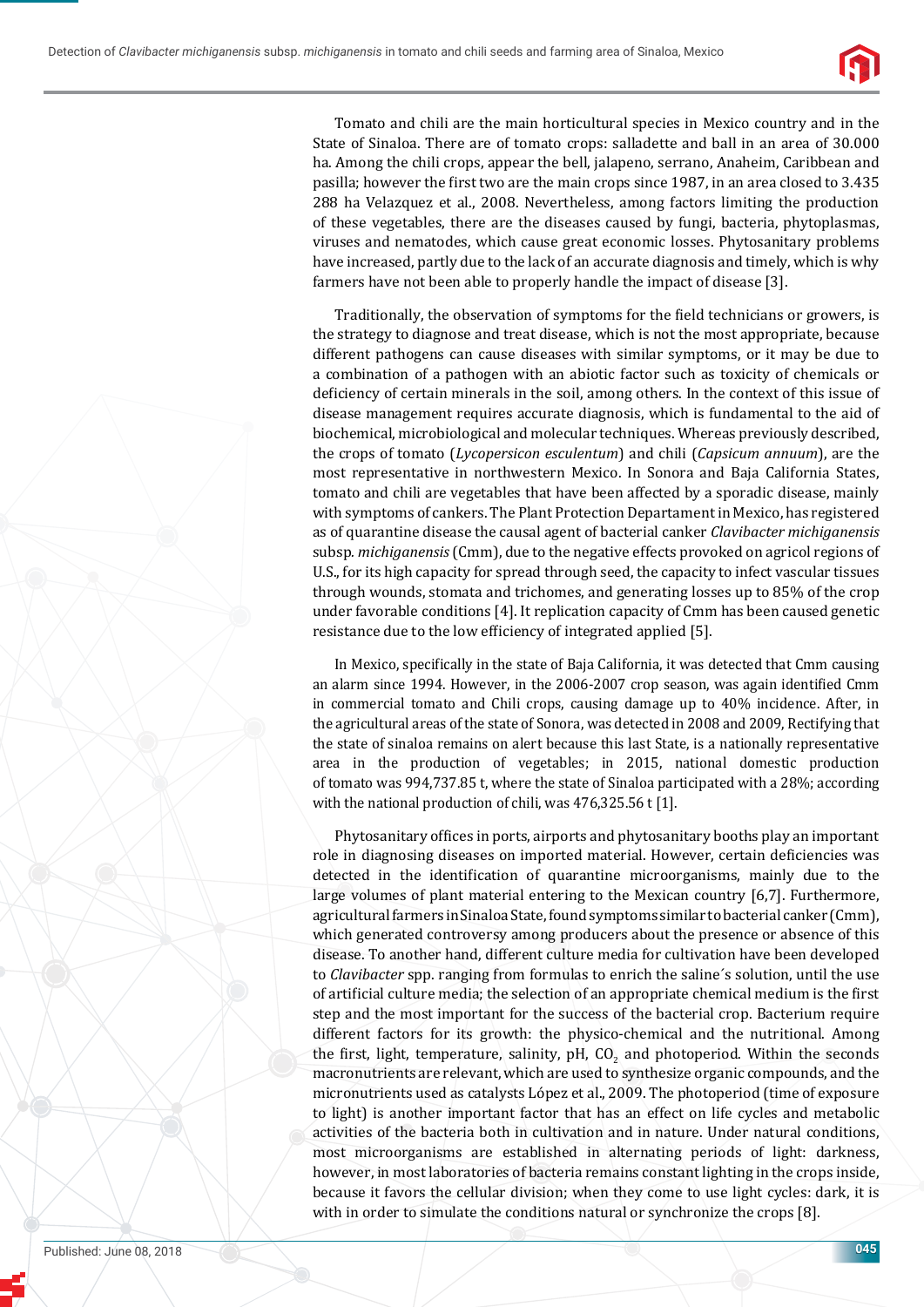Tomato and chili are the main horticultural species in Mexico country and in the State of Sinaloa. There are of tomato crops: salladette and ball in an area of 30.000 ha. Among the chili crops, appear the bell, jalapeno, serrano, Anaheim, Caribbean and pasilla; however the first two are the main crops since 1987, in an area closed to 3.435 288 ha Velazquez et al., 2008. Nevertheless, among factors limiting the production of these vegetables, there are the diseases caused by fungi, bacteria, phytoplasmas, viruses and nematodes, which cause great economic losses. Phytosanitary problems have increased, partly due to the lack of an accurate diagnosis and timely, which is why farmers have not been able to properly handle the impact of disease [3].

Traditionally, the observation of symptoms for the field technicians or growers, is the strategy to diagnose and treat disease, which is not the most appropriate, because different pathogens can cause diseases with similar symptoms, or it may be due to a combination of a pathogen with an abiotic factor such as toxicity of chemicals or deficiency of certain minerals in the soil, among others. In the context of this issue of disease management requires accurate diagnosis, which is fundamental to the aid of biochemical, microbiological and molecular techniques. Whereas previously described, the crops of tomato (*Lycopersicon esculentum*) and chili (*Capsicum annuum*), are the most representative in northwestern Mexico. In Sonora and Baja California States, tomato and chili are vegetables that have been affected by a sporadic disease, mainly with symptoms of cankers. The Plant Protection Departament in Mexico, has registered as of quarantine disease the causal agent of bacterial canker *Clavibacter michiganensis* subsp. *michiganensis* (Cmm), due to the negative effects provoked on agricol regions of U.S., for its high capacity for spread through seed, the capacity to infect vascular tissues through wounds, stomata and trichomes, and generating losses up to 85% of the crop under favorable conditions [4]. It replication capacity of Cmm has been caused genetic resistance due to the low efficiency of integrated applied [5].

In Mexico, specifically in the state of Baja California, it was detected that Cmm causing an alarm since 1994. However, in the 2006-2007 crop season, was again identified Cmm in commercial tomato and Chili crops, causing damage up to 40% incidence. After, in the agricultural areas of the state of Sonora, was detected in 2008 and 2009, Rectifying that the state of sinaloa remains on alert because this last State, is a nationally representative area in the production of vegetables; in 2015, national domestic production of tomato was 994,737.85 t, where the state of Sinaloa participated with a 28%; according with the national production of chili, was 476,325.56 t [1].

Phytosanitary offices in ports, airports and phytosanitary booths play an important role in diagnosing diseases on imported material. However, certain deficiencies was detected in the identification of quarantine microorganisms, mainly due to the large volumes of plant material entering to the Mexican country [6,7]. Furthermore, agricultural farmers in Sinaloa State, found symptoms similar to bacterial canker (Cmm), which generated controversy among producers about the presence or absence of this disease. To another hand, different culture media for cultivation have been developed to *Clavibacter* spp. ranging from formulas to enrich the saline´s solution, until the use of artificial culture media; the selection of an appropriate chemical medium is the first step and the most important for the success of the bacterial crop. Bacterium require different factors for its growth: the physico-chemical and the nutritional. Among the first, light, temperature, salinity, pH, $CO_2$ and photoperiod. Within the seconds macronutrients are relevant, which are used to synthesize organic compounds, and the micronutrients used as catalysts López et al., 2009. The photoperiod (time of exposure to light) is another important factor that has an effect on life cycles and metabolic activities of the bacteria both in cultivation and in nature. Under natural conditions, most microorganisms are established in alternating periods of light: darkness, however, in most laboratories of bacteria remains constant lighting in the crops inside, because it favors the cellular division; when they come to use light cycles: dark, it is with in order to simulate the conditions natural or synchronize the crops [8].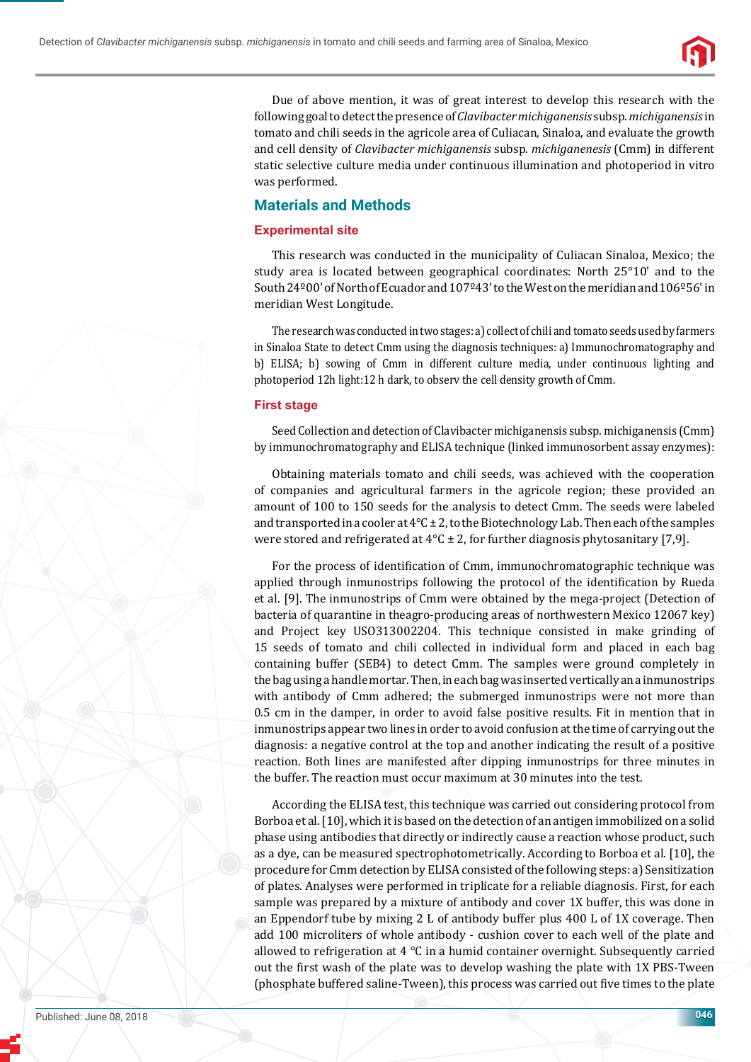Due of above mention, it was of great interest to develop this research with the following goal to detect the presence of *Clavibacter michiganensis* subsp. *michiganensis* in tomato and chili seeds in the agricole area of Culiacan, Sinaloa, and evaluate the growth and cell density of *Clavibacter michiganensis* subsp. *michiganenesis* (Cmm) in different static selective culture media under continuous illumination and photoperiod in vitro was performed.

## Materials and Methods

### Experimental site

This research was conducted in the municipality of Culiacan Sinaloa, Mexico; the study area is located between geographical coordinates: North 25°10' and to the South 24º00' of North of Ecuador and 107º43' to the West on the meridian and 106º56' in meridian West Longitude.

The research was conducted in two stages: a) collect of chili and tomato seeds used by farmers in Sinaloa State to detect Cmm using the diagnosis techniques: a) Immunochromatography and b) ELISA; b) sowing of Cmm in different culture media, under continuous lighting and photoperiod 12h light:12 h dark, to observ the cell density growth of Cmm.

### First stage

Seed Collection and detection of Clavibacter michiganensis subsp. michiganensis (Cmm) by immunochromatography and ELISA technique (linked immunosorbent assay enzymes):

Obtaining materials tomato and chili seeds, was achieved with the cooperation of companies and agricultural farmers in the agricole region; these provided an amount of 100 to 150 seeds for the analysis to detect Cmm. The seeds were labeled and transported in a cooler at 4°C ± 2, to the Biotechnology Lab. Then each of the samples were stored and refrigerated at 4°C ± 2, for further diagnosis phytosanitary [7,9].

For the process of identification of Cmm, immunochromatographic technique was applied through inmunostrips following the protocol of the identification by Rueda et al. [9]. The inmunostrips of Cmm were obtained by the mega-project (Detection of bacteria of quarantine in theagro-producing areas of northwestern Mexico 12067 key) and Project key USO313002204. This technique consisted in make grinding of 15 seeds of tomato and chili collected in individual form and placed in each bag containing buffer (SEB4) to detect Cmm. The samples were ground completely in the bag using a handle mortar. Then, in each bag was inserted vertically an a inmunostrips with antibody of Cmm adhered; the submerged inmunostrips were not more than 0.5 cm in the damper, in order to avoid false positive results. Fit in mention that in inmunostrips appear two lines in order to avoid confusion at the time of carrying out the diagnosis: a negative control at the top and another indicating the result of a positive reaction. Both lines are manifested after dipping inmunostrips for three minutes in the buffer. The reaction must occur maximum at 30 minutes into the test.

According the ELISA test, this technique was carried out considering protocol from Borboa et al. [10], which it is based on the detection of an antigen immobilized on a solid phase using antibodies that directly or indirectly cause a reaction whose product, such as a dye, can be measured spectrophotometrically. According to Borboa et al. [10], the procedure for Cmm detection by ELISA consisted of the following steps: a) Sensitization of plates. Analyses were performed in triplicate for a reliable diagnosis. First, for each sample was prepared by a mixture of antibody and cover 1X buffer, this was done in an Eppendorf tube by mixing 2 L of antibody buffer plus 400 L of 1X coverage. Then add 100 microliters of whole antibody - cushion cover to each well of the plate and allowed to refrigeration at 4 °C in a humid container overnight. Subsequently carried out the first wash of the plate was to develop washing the plate with 1X PBS-Tween (phosphate buffered saline-Tween), this process was carried out five times to the plate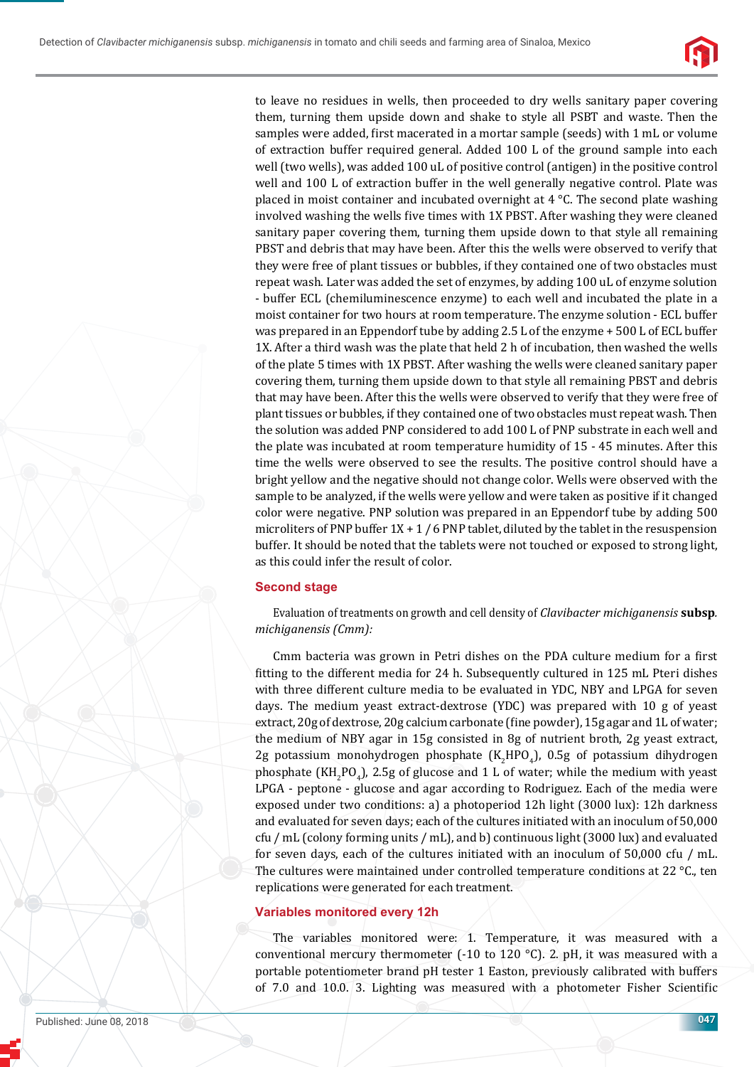to leave no residues in wells, then proceeded to dry wells sanitary paper covering them, turning them upside down and shake to style all PSBT and waste. Then the samples were added, first macerated in a mortar sample (seeds) with 1 mL or volume of extraction buffer required general. Added 100 L of the ground sample into each well (two wells), was added 100 uL of positive control (antigen) in the positive control well and 100 L of extraction buffer in the well generally negative control. Plate was placed in moist container and incubated overnight at 4 °C. The second plate washing involved washing the wells five times with 1X PBST. After washing they were cleaned sanitary paper covering them, turning them upside down to that style all remaining PBST and debris that may have been. After this the wells were observed to verify that they were free of plant tissues or bubbles, if they contained one of two obstacles must repeat wash. Later was added the set of enzymes, by adding 100 uL of enzyme solution - buffer ECL (chemiluminescence enzyme) to each well and incubated the plate in a moist container for two hours at room temperature. The enzyme solution - ECL buffer was prepared in an Eppendorf tube by adding 2.5 L of the enzyme + 500 L of ECL buffer 1X. After a third wash was the plate that held 2 h of incubation, then washed the wells of the plate 5 times with 1X PBST. After washing the wells were cleaned sanitary paper covering them, turning them upside down to that style all remaining PBST and debris that may have been. After this the wells were observed to verify that they were free of plant tissues or bubbles, if they contained one of two obstacles must repeat wash. Then the solution was added PNP considered to add 100 L of PNP substrate in each well and the plate was incubated at room temperature humidity of 15 - 45 minutes. After this time the wells were observed to see the results. The positive control should have a bright yellow and the negative should not change color. Wells were observed with the sample to be analyzed, if the wells were yellow and were taken as positive if it changed color were negative. PNP solution was prepared in an Eppendorf tube by adding 500 microliters of PNP buffer 1X + 1 / 6 PNP tablet, diluted by the tablet in the resuspension buffer. It should be noted that the tablets were not touched or exposed to strong light, as this could infer the result of color.

## Second stage

Evaluation of treatments on growth and cell density of *Clavibacter michiganensis* **subsp**. *michiganensis (Cmm):*

Cmm bacteria was grown in Petri dishes on the PDA culture medium for a first fitting to the different media for 24 h. Subsequently cultured in 125 mL Pteri dishes with three different culture media to be evaluated in YDC, NBY and LPGA for seven days. The medium yeast extract-dextrose (YDC) was prepared with 10 g of yeast extract, 20g of dextrose, 20g calcium carbonate (fine powder), 15g agar and 1L of water; the medium of NBY agar in 15g consisted in 8g of nutrient broth, 2g yeast extract, 2g potassium monohydrogen phosphate ($K_2HPO_4$), 0.5g of potassium dihydrogen phosphate ($KH_2PO_4$), 2.5g of glucose and 1 L of water; while the medium with yeast LPGA - peptone - glucose and agar according to Rodriguez. Each of the media were exposed under two conditions: a) a photoperiod 12h light (3000 lux): 12h darkness and evaluated for seven days; each of the cultures initiated with an inoculum of 50,000 cfu / mL (colony forming units / mL), and b) continuous light (3000 lux) and evaluated for seven days, each of the cultures initiated with an inoculum of 50,000 cfu / mL. The cultures were maintained under controlled temperature conditions at 22 °C., ten replications were generated for each treatment.

## Variables monitored every 12h

The variables monitored were: 1. Temperature, it was measured with a conventional mercury thermometer (-10 to 120 °C). 2. pH, it was measured with a portable potentiometer brand pH tester 1 Easton, previously calibrated with buffers of 7.0 and 10.0. 3. Lighting was measured with a photometer Fisher Scientific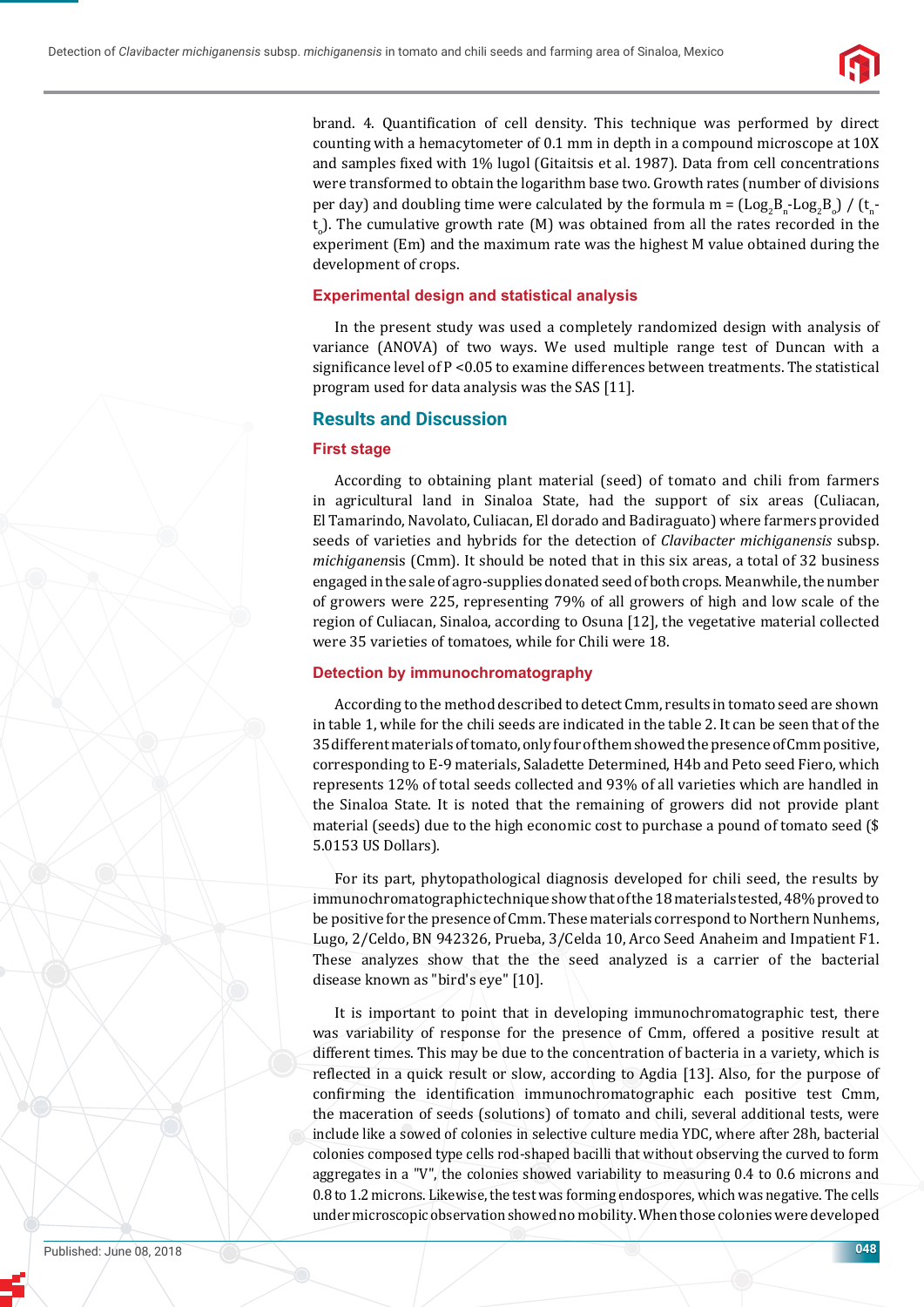brand. 4. Quantification of cell density. This technique was performed by direct counting with a hemacytometer of 0.1 mm in depth in a compound microscope at 10X and samples fixed with 1% lugol (Gitaitsis et al. 1987). Data from cell concentrations were transformed to obtain the logarithm base two. Growth rates (number of divisions per day) and doubling time were calculated by the formula $m = (Log_2B_n - Log_2B_o) / (t_n - t_o)$. The cumulative growth rate (M) was obtained from all the rates recorded in the experiment (Em) and the maximum rate was the highest M value obtained during the development of crops.

### Experimental design and statistical analysis

In the present study was used a completely randomized design with analysis of variance (ANOVA) of two ways. We used multiple range test of Duncan with a significance level of $P < 0.05$ to examine differences between treatments. The statistical program used for data analysis was the SAS [11].

## Results and Discussion

### First stage

According to obtaining plant material (seed) of tomato and chili from farmers in agricultural land in Sinaloa State, had the support of six areas (Culiacan, El Tamarindo, Navolato, Culiacan, El dorado and Badiraguato) where farmers provided seeds of varieties and hybrids for the detection of *Clavibacter michiganensis* subsp. *michiganensis* (Cmm). It should be noted that in this six areas, a total of 32 business engaged in the sale of agro-supplies donated seed of both crops. Meanwhile, the number of growers were 225, representing 79% of all growers of high and low scale of the region of Culiacan, Sinaloa, according to Osuna [12], the vegetative material collected were 35 varieties of tomatoes, while for Chili were 18.

### Detection by immunochromatography

According to the method described to detect Cmm, results in tomato seed are shown in table 1, while for the chili seeds are indicated in the table 2. It can be seen that of the 35 different materials of tomato, only four of them showed the presence of Cmm positive, corresponding to E-9 materials, Saladette Determined, H4b and Peto seed Fiero, which represents 12% of total seeds collected and 93% of all varieties which are handled in the Sinaloa State. It is noted that the remaining of growers did not provide plant material (seeds) due to the high economic cost to purchase a pound of tomato seed ($ 5.0153 US Dollars).

For its part, phytopathological diagnosis developed for chili seed, the results by immunochromatographic technique show that of the 18 materials tested, 48% proved to be positive for the presence of Cmm. These materials correspond to Northern Nunhems, Lugo, 2/Celdo, BN 942326, Prueba, 3/Celda 10, Arco Seed Anaheim and Impatient F1. These analyzes show that the the seed analyzed is a carrier of the bacterial disease known as "bird's eye" [10].

It is important to point that in developing immunochromatographic test, there was variability of response for the presence of Cmm, offered a positive result at different times. This may be due to the concentration of bacteria in a variety, which is reflected in a quick result or slow, according to Agdia [13]. Also, for the purpose of confirming the identification immunochromatographic each positive test Cmm, the maceration of seeds (solutions) of tomato and chili, several additional tests, were include like a sowed of colonies in selective culture media YDC, where after 28h, bacterial colonies composed type cells rod-shaped bacilli that without observing the curved to form aggregates in a "V", the colonies showed variability to measuring 0.4 to 0.6 microns and 0.8 to 1.2 microns. Likewise, the test was forming endospores, which was negative. The cells under microscopic observation showed no mobility. When those colonies were developed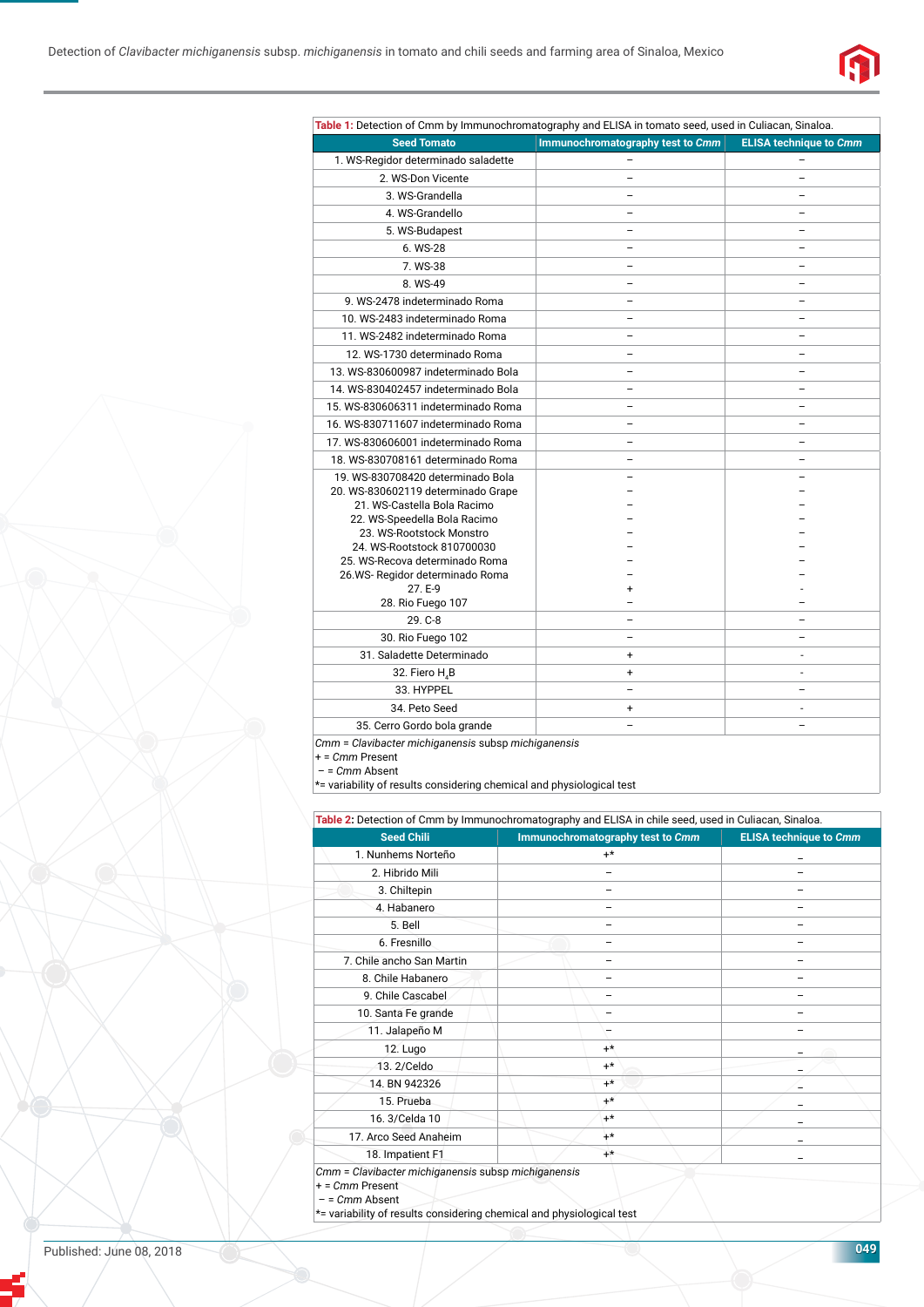**Table 1:** Detection of Cmm by Immunochromatography and ELISA in tomato seed, used in Culiacan, Sinaloa.

| Seed Tomato | Immunochromatography test to *Cmm* | ELISA technique to *Cmm* |
|---|---|---|
| 1. WS-Regidor determinado saladette | – | – |
| 2. WS-Don Vicente | – | – |
| 3. WS-Grandella | – | – |
| 4. WS-Grandello | – | – |
| 5. WS-Budapest | – | – |
| 6. WS-28 | – | – |
| 7. WS-38 | – | – |
| 8. WS-49 | – | – |
| 9. WS-2478 indeterminado Roma | – | – |
| 10. WS-2483 indeterminado Roma | – | – |
| 11. WS-2482 indeterminado Roma | – | – |
| 12. WS-1730 determinado Roma | – | – |
| 13. WS-830600987 indeterminado Bola | – | – |
| 14. WS-830402457 indeterminado Bola | – | – |
| 15. WS-830606311 indeterminado Roma | – | – |
| 16. WS-830711607 indeterminado Roma | – | – |
| 17. WS-830606001 indeterminado Roma | – | – |
| 18. WS-830708161 determinado Roma | – | – |
| 19. WS-830708420 determinado Bola | – | – |
| 20. WS-830602119 determinado Grape | – | – |
| 21. WS-Castella Bola Racimo | – | – |
| 22. WS-Speedella Bola Racimo | – | – |
| 23. WS-Rootstock Monstro | – | – |
| 24. WS-Rootstock 810700030 | – | – |
| 25. WS-Recova determinado Roma | – | – |
| 26.WS- Regidor determinado Roma | – | – |
| 27. E-9 | + | - |
| 28. Rio Fuego 107 | – | – |
| 29. C-8 | – | – |
| 30. Rio Fuego 102 | – | – |
| 31. Saladette Determinado | + | - |
| 32. Fiero $H_4B$ | + | - |
| 33. HYPPEL | – | – |
| 34. Peto Seed | + | - |
| 35. Cerro Gordo bola grande | – | – |

*Cmm = Clavibacter michiganensis subsp michiganensis*
+ = *Cmm Present*
– = *Cmm Absent*
*= variability of results considering chemical and physiological test

**Table 2:** Detection of Cmm by Immunochromatography and ELISA in chile seed, used in Culiacan, Sinaloa.

| Seed Chili | Immunochromatography test to *Cmm* | ELISA technique to *Cmm* |
|---|---|---|
| 1. Nunhems Norteño | +* | _ |
| 2. Hibrido Mili | – | – |
| 3. Chiltepin | – | – |
| 4. Habanero | – | – |
| 5. Bell | – | – |
| 6. Fresnillo | – | – |
| 7. Chile ancho San Martin | – | – |
| 8. Chile Habanero | – | – |
| 9. Chile Cascabel | – | – |
| 10. Santa Fe grande | – | – |
| 11. Jalapeño M | – | – |
| 12. Lugo | +* | _ |
| 13. 2/Celdo | +* | _ |
| 14. BN 942326 | +* | _ |
| 15. Prueba | +* | _ |
| 16. 3/Celda 10 | +* | _ |
| 17. Arco Seed Anaheim | +* | _ |
| 18. Impatient F1 | +* | _ |

*Cmm = Clavibacter michiganensis subsp michiganensis*
+ = *Cmm Present*
– = *Cmm Absent*
*= variability of results considering chemical and physiological test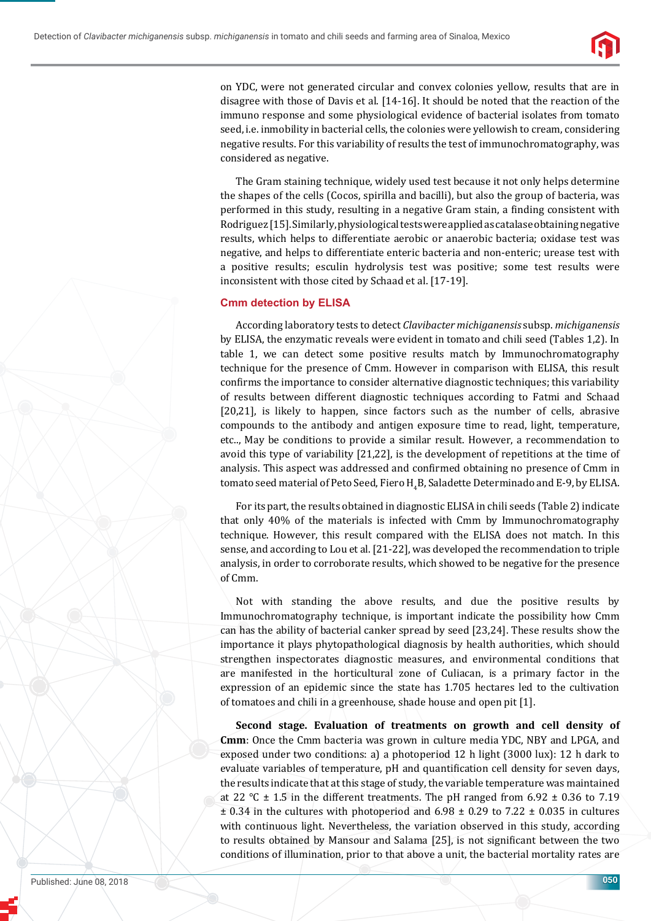on YDC, were not generated circular and convex colonies yellow, results that are in disagree with those of Davis et al. [14-16]. It should be noted that the reaction of the immuno response and some physiological evidence of bacterial isolates from tomato seed, i.e. inmobility in bacterial cells, the colonies were yellowish to cream, considering negative results. For this variability of results the test of immunochromatography, was considered as negative.

The Gram staining technique, widely used test because it not only helps determine the shapes of the cells (Cocos, spirilla and bacilli), but also the group of bacteria, was performed in this study, resulting in a negative Gram stain, a finding consistent with Rodriguez [15]. Similarly, physiological tests were applied as catalase obtaining negative results, which helps to differentiate aerobic or anaerobic bacteria; oxidase test was negative, and helps to differentiate enteric bacteria and non-enteric; urease test with a positive results; esculin hydrolysis test was positive; some test results were inconsistent with those cited by Schaad et al. [17-19].

### Cmm detection by ELISA

According laboratory tests to detect *Clavibacter michiganensis* subsp. *michiganensis* by ELISA, the enzymatic reveals were evident in tomato and chili seed (Tables 1,2). In table 1, we can detect some positive results match by Immunochromatography technique for the presence of Cmm. However in comparison with ELISA, this result confirms the importance to consider alternative diagnostic techniques; this variability of results between different diagnostic techniques according to Fatmi and Schaad [20,21], is likely to happen, since factors such as the number of cells, abrasive compounds to the antibody and antigen exposure time to read, light, temperature, etc.., May be conditions to provide a similar result. However, a recommendation to avoid this type of variability [21,22], is the development of repetitions at the time of analysis. This aspect was addressed and confirmed obtaining no presence of Cmm in tomato seed material of Peto Seed, Fiero $H_4B$, Saladette Determinado and E-9, by ELISA.

For its part, the results obtained in diagnostic ELISA in chili seeds (Table 2) indicate that only 40% of the materials is infected with Cmm by Immunochromatography technique. However, this result compared with the ELISA does not match. In this sense, and according to Lou et al. [21-22], was developed the recommendation to triple analysis, in order to corroborate results, which showed to be negative for the presence of Cmm.

Not with standing the above results, and due the positive results by Immunochromatography technique, is important indicate the possibility how Cmm can has the ability of bacterial canker spread by seed [23,24]. These results show the importance it plays phytopathological diagnosis by health authorities, which should strengthen inspectorates diagnostic measures, and environmental conditions that are manifested in the horticultural zone of Culiacan, is a primary factor in the expression of an epidemic since the state has 1.705 hectares led to the cultivation of tomatoes and chili in a greenhouse, shade house and open pit [1].

**Second stage. Evaluation of treatments on growth and cell density of Cmm**: Once the Cmm bacteria was grown in culture media YDC, NBY and LPGA, and exposed under two conditions: a) a photoperiod 12 h light (3000 lux): 12 h dark to evaluate variables of temperature, pH and quantification cell density for seven days, the results indicate that at this stage of study, the variable temperature was maintained at 22 °C ± 1.5 in the different treatments. The pH ranged from 6.92 ± 0.36 to 7.19 ± 0.34 in the cultures with photoperiod and 6.98 ± 0.29 to 7.22 ± 0.035 in cultures with continuous light. Nevertheless, the variation observed in this study, according to results obtained by Mansour and Salama [25], is not significant between the two conditions of illumination, prior to that above a unit, the bacterial mortality rates are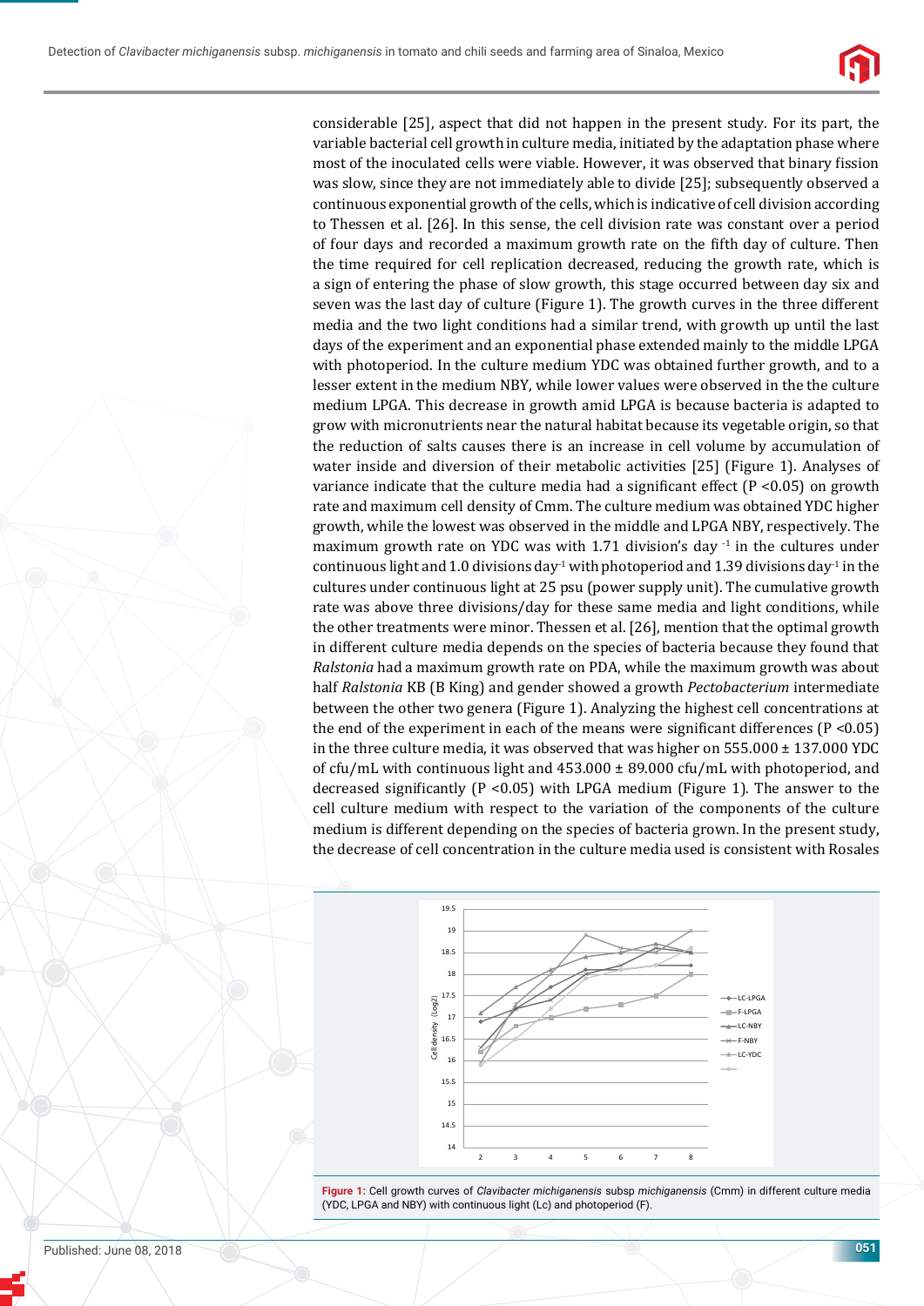considerable [25], aspect that did not happen in the present study. For its part, the variable bacterial cell growth in culture media, initiated by the adaptation phase where most of the inoculated cells were viable. However, it was observed that binary fission was slow, since they are not immediately able to divide [25]; subsequently observed a continuous exponential growth of the cells, which is indicative of cell division according to Thessen et al. [26]. In this sense, the cell division rate was constant over a period of four days and recorded a maximum growth rate on the fifth day of culture. Then the time required for cell replication decreased, reducing the growth rate, which is a sign of entering the phase of slow growth, this stage occurred between day six and seven was the last day of culture (Figure 1). The growth curves in the three different media and the two light conditions had a similar trend, with growth up until the last days of the experiment and an exponential phase extended mainly to the middle LPGA with photoperiod. In the culture medium YDC was obtained further growth, and to a lesser extent in the medium NBY, while lower values were observed in the the culture medium LPGA. This decrease in growth amid LPGA is because bacteria is adapted to grow with micronutrients near the natural habitat because its vegetable origin, so that the reduction of salts causes there is an increase in cell volume by accumulation of water inside and diversion of their metabolic activities [25] (Figure 1). Analyses of variance indicate that the culture media had a significant effect ($P < 0.05$) on growth rate and maximum cell density of Cmm. The culture medium was obtained YDC higher growth, while the lowest was observed in the middle and LPGA NBY, respectively. The maximum growth rate on YDC was with 1.71 division's day $^{-1}$ in the cultures under continuous light and 1.0 divisions day$^{-1}$ with photoperiod and 1.39 divisions day$^{-1}$ in the cultures under continuous light at 25 psu (power supply unit). The cumulative growth rate was above three divisions/day for these same media and light conditions, while the other treatments were minor. Thessen et al. [26], mention that the optimal growth in different culture media depends on the species of bacteria because they found that *Ralstonia* had a maximum growth rate on PDA, while the maximum growth was about half *Ralstonia* KB (B King) and gender showed a growth *Pectobacterium* intermediate between the other two genera (Figure 1). Analyzing the highest cell concentrations at the end of the experiment in each of the means were significant differences ($P < 0.05$) in the three culture media, it was observed that was higher on 555.000 ± 137.000 YDC of cfu/mL with continuous light and 453.000 ± 89.000 cfu/mL with photoperiod, and decreased significantly ($P < 0.05$) with LPGA medium (Figure 1). The answer to the cell culture medium with respect to the variation of the components of the culture medium is different depending on the species of bacteria grown. In the present study, the decrease of cell concentration in the culture media used is consistent with Rosales

**Figure 1:** Cell growth curves of *Clavibacter michiganensis* subsp *michiganensis* (Cmm) in different culture media (YDC, LPGA and NBY) with continuous light (Lc) and photoperiod (F).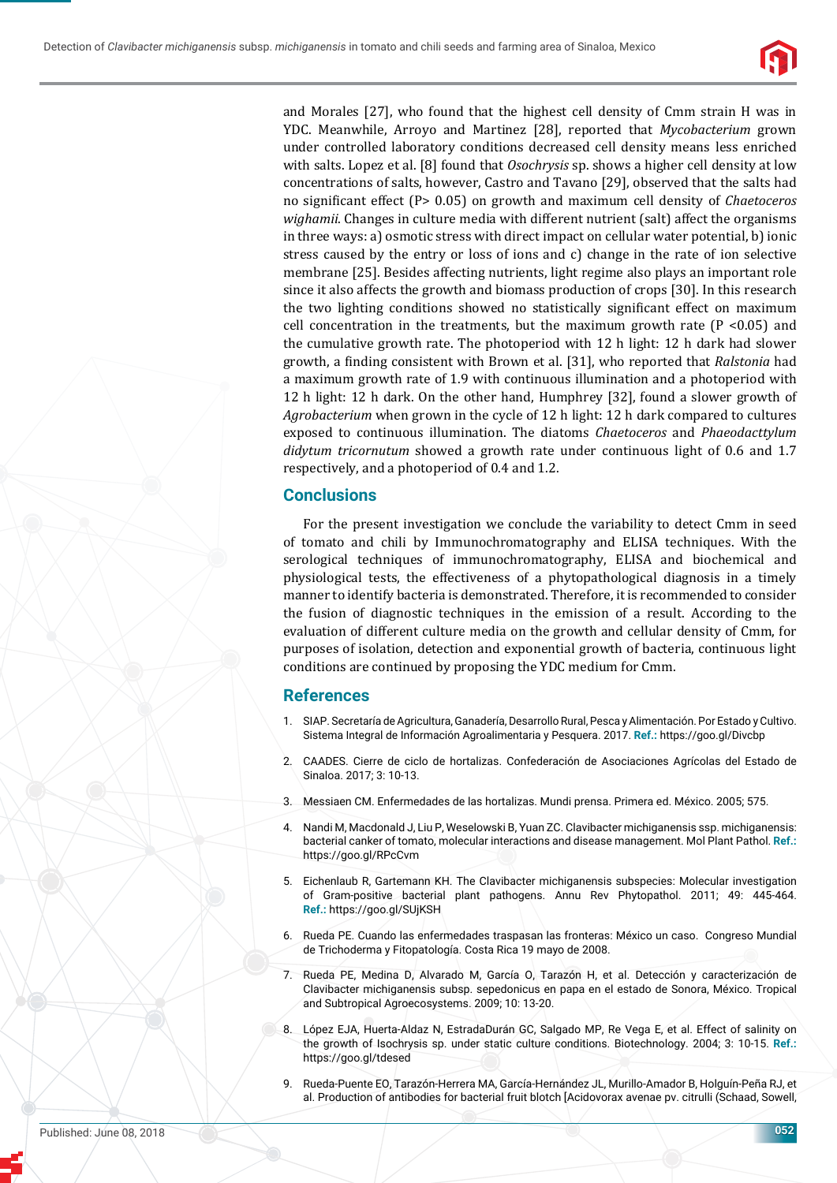and Morales [27], who found that the highest cell density of Cmm strain H was in YDC. Meanwhile, Arroyo and Martinez [28], reported that *Mycobacterium* grown under controlled laboratory conditions decreased cell density means less enriched with salts. Lopez et al. [8] found that *Osochrysis* sp. shows a higher cell density at low concentrations of salts, however, Castro and Tavano [29], observed that the salts had no significant effect (P> 0.05) on growth and maximum cell density of *Chaetoceros wighamii*. Changes in culture media with different nutrient (salt) affect the organisms in three ways: a) osmotic stress with direct impact on cellular water potential, b) ionic stress caused by the entry or loss of ions and c) change in the rate of ion selective membrane [25]. Besides affecting nutrients, light regime also plays an important role since it also affects the growth and biomass production of crops [30]. In this research the two lighting conditions showed no statistically significant effect on maximum cell concentration in the treatments, but the maximum growth rate (P <0.05) and the cumulative growth rate. The photoperiod with 12 h light: 12 h dark had slower growth, a finding consistent with Brown et al. [31], who reported that *Ralstonia* had a maximum growth rate of 1.9 with continuous illumination and a photoperiod with 12 h light: 12 h dark. On the other hand, Humphrey [32], found a slower growth of *Agrobacterium* when grown in the cycle of 12 h light: 12 h dark compared to cultures exposed to continuous illumination. The diatoms *Chaetoceros* and *Phaeodacttylum didytum tricornutum* showed a growth rate under continuous light of 0.6 and 1.7 respectively, and a photoperiod of 0.4 and 1.2.

## Conclusions

For the present investigation we conclude the variability to detect Cmm in seed of tomato and chili by Immunochromatography and ELISA techniques. With the serological techniques of immunochromatography, ELISA and biochemical and physiological tests, the effectiveness of a phytopathological diagnosis in a timely manner to identify bacteria is demonstrated. Therefore, it is recommended to consider the fusion of diagnostic techniques in the emission of a result. According to the evaluation of different culture media on the growth and cellular density of Cmm, for purposes of isolation, detection and exponential growth of bacteria, continuous light conditions are continued by proposing the YDC medium for Cmm.

## References

1. SIAP. Secretaría de Agricultura, Ganadería, Desarrollo Rural, Pesca y Alimentación. Por Estado y Cultivo. Sistema Integral de Información Agroalimentaria y Pesquera. 2017. **Ref.:** https://goo.gl/Divcbp
2. CAADES. Cierre de ciclo de hortalizas. Confederación de Asociaciones Agrícolas del Estado de Sinaloa. 2017; 3: 10-13.
3. Messiaen CM. Enfermedades de las hortalizas. Mundi prensa. Primera ed. México. 2005; 575.
4. Nandi M, Macdonald J, Liu P, Weselowski B, Yuan ZC. Clavibacter michiganensis ssp. michiganensis: bacterial canker of tomato, molecular interactions and disease management. Mol Plant Pathol. **Ref.:** https://goo.gl/RPcCvm
5. Eichenlaub R, Gartemann KH. The Clavibacter michiganensis subspecies: Molecular investigation of Gram-positive bacterial plant pathogens. Annu Rev Phytopathol. 2011; 49: 445-464. **Ref.:** https://goo.gl/SUjKSH
6. Rueda PE. Cuando las enfermedades traspasan las fronteras: México un caso. Congreso Mundial de Trichoderma y Fitopatología. Costa Rica 19 mayo de 2008.
7. Rueda PE, Medina D, Alvarado M, García O, Tarazón H, et al. Detección y caracterización de Clavibacter michiganensis subsp. sepedonicus en papa en el estado de Sonora, México. Tropical and Subtropical Agroecosystems. 2009; 10: 13-20.
8. López EJA, Huerta-Aldaz N, EstradaDurán GC, Salgado MP, Re Vega E, et al. Effect of salinity on the growth of Isochrysis sp. under static culture conditions. Biotechnology. 2004; 3: 10-15. **Ref.:** https://goo.gl/tdesed
9. Rueda-Puente EO, Tarazón-Herrera MA, García-Hernández JL, Murillo-Amador B, Holguín-Peña RJ, et al. Production of antibodies for bacterial fruit blotch [Acidovorax avenae pv. citrulli (Schaad, Sowell,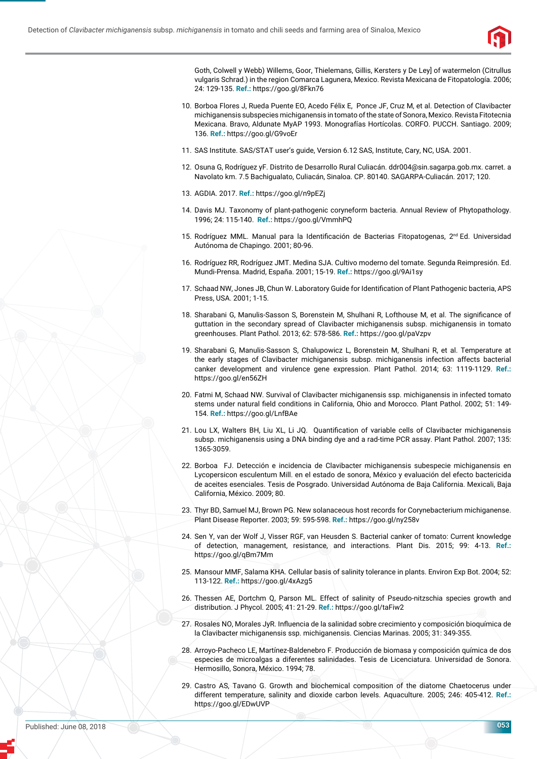Goth, Colwell y Webb) Willems, Goor, Thielemans, Gillis, Kersters y De Ley] of watermelon (Citrullus vulgaris Schrad.) in the region Comarca Lagunera, Mexico. Revista Mexicana de Fitopatología. 2006; 24: 129-135. **Ref.:** https://goo.gl/8Fkn76

10. Borboa Flores J, Rueda Puente EO, Acedo Félix E, Ponce JF, Cruz M, et al. Detection of Clavibacter michiganensis subspecies michiganensis in tomato of the state of Sonora, Mexico. Revista Fitotecnia Mexicana. Bravo, Aldunate MyAP 1993. Monografías Hortícolas. CORFO. PUCCH. Santiago. 2009; 136. **Ref.:** https://goo.gl/G9voEr

11. SAS Institute. SAS/STAT user's guide, Version 6.12 SAS, Institute, Cary, NC, USA. 2001.

12. Osuna G, Rodríguez yF. Distrito de Desarrollo Rural Culiacán. ddr004@sin.sagarpa.gob.mx. carret. a Navolato km. 7.5 Bachigualato, Culiacán, Sinaloa. CP. 80140. SAGARPA-Culiacán. 2017; 120.

13. AGDIA. 2017. **Ref.:** https://goo.gl/n9pEZj

14. Davis MJ. Taxonomy of plant-pathogenic coryneform bacteria. Annual Review of Phytopathology. 1996; 24: 115-140. **Ref.:** https://goo.gl/VmmhPQ

15. Rodríguez MML. Manual para la Identificación de Bacterias Fitopatogenas, 2nd Ed. Universidad Autónoma de Chapingo. 2001; 80-96.

16. Rodríguez RR, Rodríguez JMT. Medina SJA. Cultivo moderno del tomate. Segunda Reimpresión. Ed. Mundi-Prensa. Madrid, España. 2001; 15-19. **Ref.:** https://goo.gl/9Ai1sy

17. Schaad NW, Jones JB, Chun W. Laboratory Guide for Identification of Plant Pathogenic bacteria, APS Press, USA. 2001; 1-15.

18. Sharabani G, Manulis-Sasson S, Borenstein M, Shulhani R, Lofthouse M, et al. The significance of guttation in the secondary spread of Clavibacter michiganensis subsp. michiganensis in tomato greenhouses. Plant Pathol. 2013; 62: 578-586. **Ref.:** https://goo.gl/paVzpv

19. Sharabani G, Manulis-Sasson S, Chalupowicz L, Borenstein M, Shulhani R, et al. Temperature at the early stages of Clavibacter michiganensis subsp. michiganensis infection affects bacterial canker development and virulence gene expression. Plant Pathol. 2014; 63: 1119-1129. **Ref.:** https://goo.gl/en56ZH

20. Fatmi M, Schaad NW. Survival of Clavibacter michiganensis ssp. michiganensis in infected tomato stems under natural field conditions in California, Ohio and Morocco. Plant Pathol. 2002; 51: 149-154. **Ref.:** https://goo.gl/LnfBAe

21. Lou LX, Walters BH, Liu XL, Li JQ. Quantification of variable cells of Clavibacter michiganensis subsp. michiganensis using a DNA binding dye and a rad-time PCR assay. Plant Pathol. 2007; 135: 1365-3059.

22. Borboa FJ. Detección e incidencia de Clavibacter michiganensis subespecie michiganensis en Lycopersicon esculentum Mill. en el estado de sonora, México y evaluación del efecto bactericida de aceites esenciales. Tesis de Posgrado. Universidad Autónoma de Baja California. Mexicali, Baja California, México. 2009; 80.

23. Thyr BD, Samuel MJ, Brown PG. New solanaceous host records for Corynebacterium michiganense. Plant Disease Reporter. 2003; 59: 595-598. **Ref.:** https://goo.gl/ny258v

24. Sen Y, van der Wolf J, Visser RGF, van Heusden S. Bacterial canker of tomato: Current knowledge of detection, management, resistance, and interactions. Plant Dis. 2015; 99: 4-13. **Ref.:** https://goo.gl/qBm7Mm

25. Mansour MMF, Salama KHA. Cellular basis of salinity tolerance in plants. Environ Exp Bot. 2004; 52: 113-122. **Ref.:** https://goo.gl/4xAzg5

26. Thessen AE, Dortchm Q, Parson ML. Effect of salinity of Pseudo-nitzschia species growth and distribution. J Phycol. 2005; 41: 21-29. **Ref.:** https://goo.gl/taFiw2

27. Rosales NO, Morales JyR. Influencia de la salinidad sobre crecimiento y composición bioquímica de la Clavibacter michiganensis ssp. michiganensis. Ciencias Marinas. 2005; 31: 349-355.

28. Arroyo-Pacheco LE, Martínez-Baldenebro F. Producción de biomasa y composición química de dos especies de microalgas a diferentes salinidades. Tesis de Licenciatura. Universidad de Sonora. Hermosillo, Sonora, México. 1994; 78.

29. Castro AS, Tavano G. Growth and biochemical composition of the diatome Chaetocerus under different temperature, salinity and dioxide carbon levels. Aquaculture. 2005; 246: 405-412. **Ref.:** https://goo.gl/EDwUVP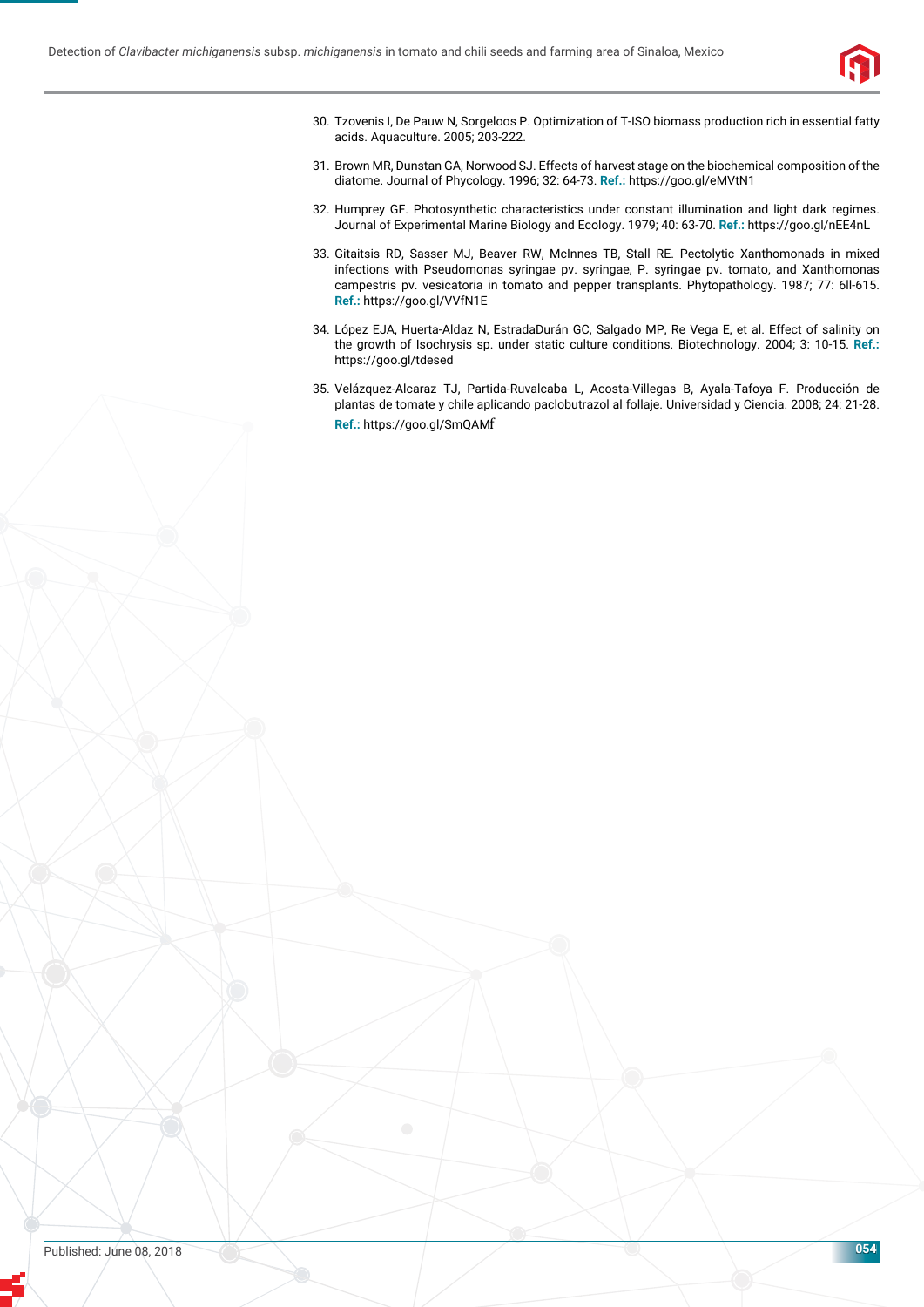30. Tzovenis I, De Pauw N, Sorgeloos P. Optimization of T-ISO biomass production rich in essential fatty acids. Aquaculture. 2005; 203-222.

31. Brown MR, Dunstan GA, Norwood SJ. Effects of harvest stage on the biochemical composition of the diatome. Journal of Phycology. 1996; 32: 64-73. **Ref.:** https://goo.gl/eMVtN1

32. Humprey GF. Photosynthetic characteristics under constant illumination and light dark regimes. Journal of Experimental Marine Biology and Ecology. 1979; 40: 63-70. **Ref.:** https://goo.gl/nEE4nL

33. Gitaitsis RD, Sasser MJ, Beaver RW, McInnes TB, Stall RE. Pectolytic Xanthomonads in mixed infections with Pseudomonas syringae pv. syringae, P. syringae pv. tomato, and Xanthomonas campestris pv. vesicatoria in tomato and pepper transplants. Phytopathology. 1987; 77: 6ll-615. **Ref.:** https://goo.gl/VVfN1E

34. López EJA, Huerta-Aldaz N, EstradaDurán GC, Salgado MP, Re Vega E, et al. Effect of salinity on the growth of Isochrysis sp. under static culture conditions. Biotechnology. 2004; 3: 10-15. **Ref.:** https://goo.gl/tdesed

35. Velázquez-Alcaraz TJ, Partida-Ruvalcaba L, Acosta-Villegas B, Ayala-Tafoya F. Producción de plantas de tomate y chile aplicando paclobutrazol al follaje. Universidad y Ciencia. 2008; 24: 21-28. **Ref.:** https://goo.gl/SmQAMf